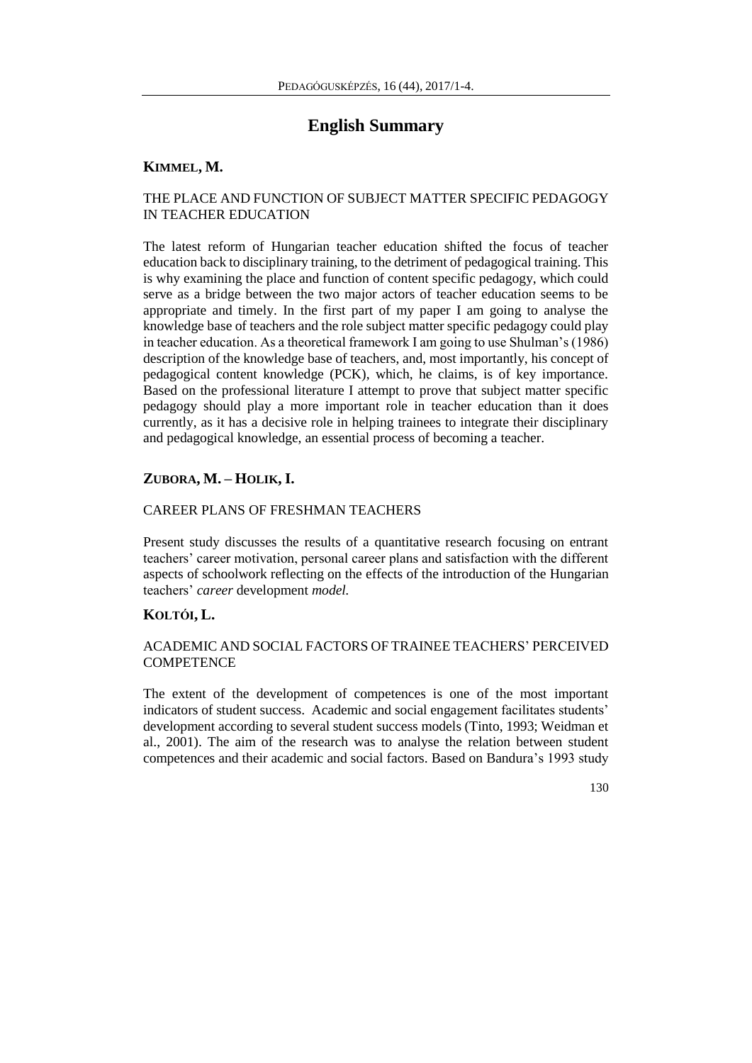# English Summary

## KIMMEL, M.

### THE PLACE AND FUNCTION OF SUBJECT MATTER SPECIFIC PEDAGOGY IN TEACHER EDUCATION

The latest reform of Hungarian teacher education shifted the focus of teacher education back to disciplinary training, to the detriment of pedagogical training. This is why examining the place and function of content specific pedagogy, which could serve as a bridge between the two major actors of teacher education seems to be appropriate and timely. In the first part of my paper I am going to analyse the knowledge base of teachers and the role subject matter specific pedagogy could play in teacher education. As a theoretical framework I am going to use Shulman's (1986) description of the knowledge base of teachers, and, most importantly, his concept of pedagogical content knowledge (PCK), which, he claims, is of key importance. Based on the professional literature I attempt to prove that subject matter specific pedagogy should play a more important role in teacher education than it does currently, as it has a decisive role in helping trainees to integrate their disciplinary and pedagogical knowledge, an essential process of becoming a teacher.

## ZUBORA, M. – HOLIK, I.

### CAREER PLANS OF FRESHMAN TEACHERS

Present study discusses the results of a quantitative research focusing on entrant teachers' career motivation, personal career plans and satisfaction with the different aspects of schoolwork reflecting on the effects of the introduction of the Hungarian teachers' *career* development *model.*

## KOLTÓI, L.

### ACADEMIC AND SOCIAL FACTORS OF TRAINEE TEACHERS' PERCEIVED COMPETENCE

The extent of the development of competences is one of the most important indicators of student success. Academic and social engagement facilitates students' development according to several student success models (Tinto, 1993; Weidman et al., 2001). The aim of the research was to analyse the relation between student competences and their academic and social factors. Based on Bandura's 1993 study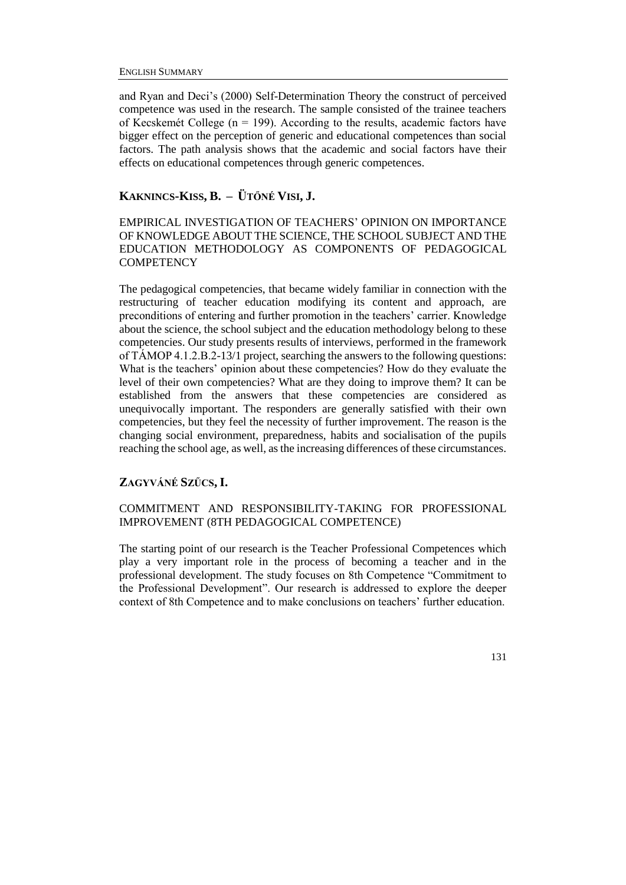and Ryan and Deci's (2000) Self-Determination Theory the construct of perceived competence was used in the research. The sample consisted of the trainee teachers of Kecskemét College ($n = 199$). According to the results, academic factors have bigger effect on the perception of generic and educational competences than social factors. The path analysis shows that the academic and social factors have their effects on educational competences through generic competences.

## KAKNINCS-KISS, B. – ÜTŐNÉ VISI, J.

### EMPIRICAL INVESTIGATION OF TEACHERS' OPINION ON IMPORTANCE OF KNOWLEDGE ABOUT THE SCIENCE, THE SCHOOL SUBJECT AND THE EDUCATION METHODOLOGY AS COMPONENTS OF PEDAGOGICAL COMPETENCY

The pedagogical competencies, that became widely familiar in connection with the restructuring of teacher education modifying its content and approach, are preconditions of entering and further promotion in the teachers' carrier. Knowledge about the science, the school subject and the education methodology belong to these competencies. Our study presents results of interviews, performed in the framework of TÁMOP 4.1.2.B.2-13/1 project, searching the answers to the following questions: What is the teachers' opinion about these competencies? How do they evaluate the level of their own competencies? What are they doing to improve them? It can be established from the answers that these competencies are considered as unequivocally important. The responders are generally satisfied with their own competencies, but they feel the necessity of further improvement. The reason is the changing social environment, preparedness, habits and socialisation of the pupils reaching the school age, as well, as the increasing differences of these circumstances.

## ZAGYVÁNÉ SZŰCS, I.

### COMMITMENT AND RESPONSIBILITY-TAKING FOR PROFESSIONAL IMPROVEMENT (8TH PEDAGOGICAL COMPETENCE)

The starting point of our research is the Teacher Professional Competences which play a very important role in the process of becoming a teacher and in the professional development. The study focuses on 8th Competence "Commitment to the Professional Development". Our research is addressed to explore the deeper context of 8th Competence and to make conclusions on teachers' further education.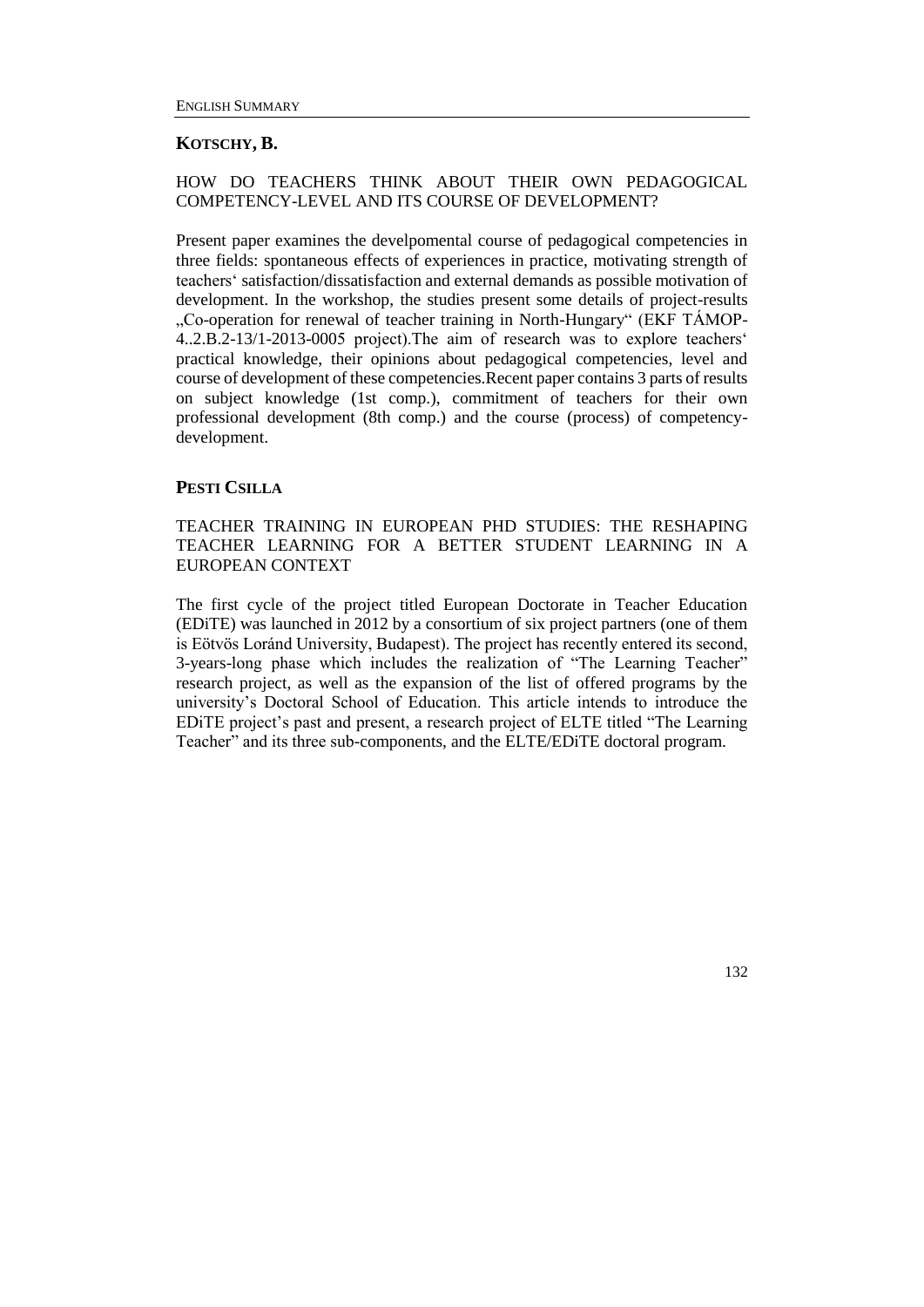## KOTSCHY, B.

### HOW DO TEACHERS THINK ABOUT THEIR OWN PEDAGOGICAL COMPETENCY-LEVEL AND ITS COURSE OF DEVELOPMENT?

Present paper examines the develpomental course of pedagogical competencies in three fields: spontaneous effects of experiences in practice, motivating strength of teachers' satisfaction/dissatisfaction and external demands as possible motivation of development. In the workshop, the studies present some details of project-results „Co-operation for renewal of teacher training in North-Hungary" (EKF TÁMOP-4..2.B.2-13/1-2013-0005 project).The aim of research was to explore teachers' practical knowledge, their opinions about pedagogical competencies, level and course of development of these competencies.Recent paper contains 3 parts of results on subject knowledge (1st comp.), commitment of teachers for their own professional development (8th comp.) and the course (process) of competency-development.

## PESTI CSILLA

### TEACHER TRAINING IN EUROPEAN PHD STUDIES: THE RESHAPING TEACHER LEARNING FOR A BETTER STUDENT LEARNING IN A EUROPEAN CONTEXT

The first cycle of the project titled European Doctorate in Teacher Education (EDiTE) was launched in 2012 by a consortium of six project partners (one of them is Eötvös Loránd University, Budapest). The project has recently entered its second, 3-years-long phase which includes the realization of "The Learning Teacher" research project, as well as the expansion of the list of offered programs by the university's Doctoral School of Education. This article intends to introduce the EDiTE project's past and present, a research project of ELTE titled "The Learning Teacher" and its three sub-components, and the ELTE/EDiTE doctoral program.